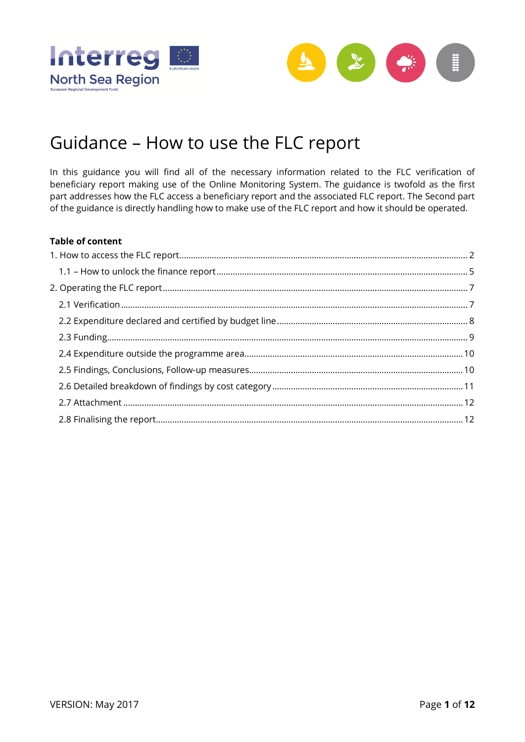# Guidance – How to use the FLC report

In this guidance you will find all of the necessary information related to the FLC verification of beneficiary report making use of the Online Monitoring System. The guidance is twofold as the first part addresses how the FLC access a beneficiary report and the associated FLC report. The Second part of the guidance is directly handling how to make use of the FLC report and how it should be operated.

**Table of content**

1. How to access the FLC report.......... 2
   - 1.1 – How to unlock the finance report.......... 5
2. Operating the FLC report.......... 7
   - 2.1 Verification.......... 7
   - 2.2 Expenditure declared and certified by budget line.......... 8
   - 2.3 Funding.......... 9
   - 2.4 Expenditure outside the programme area.......... 10
   - 2.5 Findings, Conclusions, Follow-up measures.......... 10
   - 2.6 Detailed breakdown of findings by cost category.......... 11
   - 2.7 Attachment.......... 12
   - 2.8 Finalising the report.......... 12

VERSION: May 2017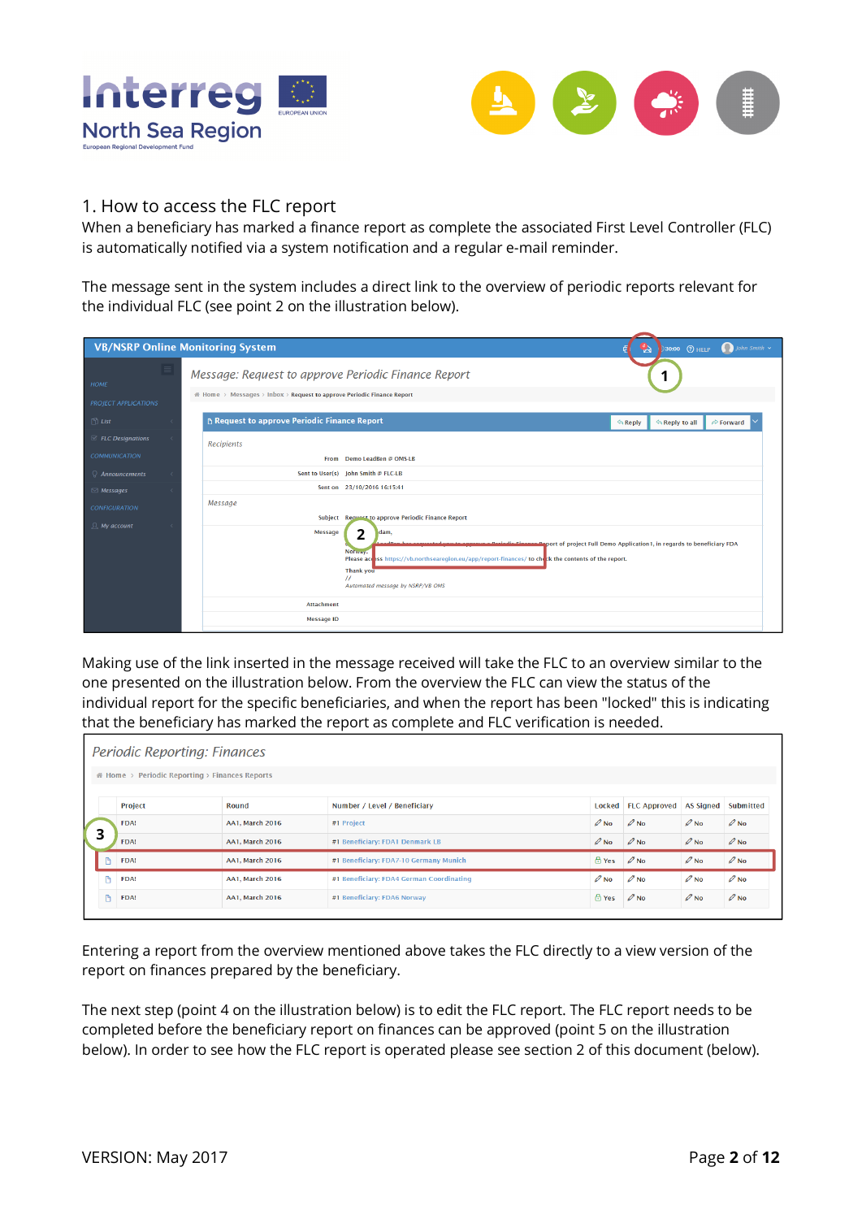## 1. How to access the FLC report

When a beneficiary has marked a finance report as complete the associated First Level Controller (FLC) is automatically notified via a system notification and a regular e-mail reminder.

The message sent in the system includes a direct link to the overview of periodic reports relevant for the individual FLC (see point 2 on the illustration below).

Making use of the link inserted in the message received will take the FLC to an overview similar to the one presented on the illustration below. From the overview the FLC can view the status of the individual report for the specific beneficiaries, and when the report has been "locked" this is indicating that the beneficiary has marked the report as complete and FLC verification is needed.

Entering a report from the overview mentioned above takes the FLC directly to a view version of the report on finances prepared by the beneficiary.

The next step (point 4 on the illustration below) is to edit the FLC report. The FLC report needs to be completed before the beneficiary report on finances can be approved (point 5 on the illustration below). In order to see how the FLC report is operated please see section 2 of this document (below).

VERSION: May 2017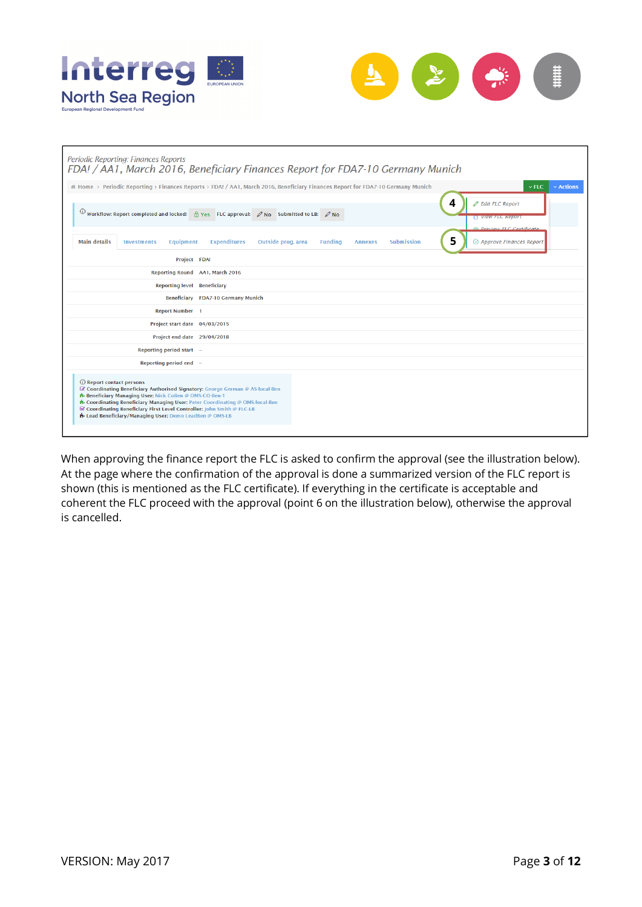Periodic Reporting: Finances Reports

FDA! / AA1, March 2016, Beneficiary Finances Report for FDA7-10 Germany Munich

Home › Periodic Reporting › Finances Reports › FDA! / AA1, March 2016, Beneficiary Finances Report for FDA7-10 Germany Munich

FLC | Actions

4 — Edit FLC Report

View FLC Report

Preview FLC Certificate

5 — Approve Finances Report

Workflow: Report completed and locked: Yes FLC approval: No Submitted to LB: No

Main details | Investments | Equipment | Expenditures | Outside prog. area | Funding | Annexes | Submission

| | |
|---|---|
| Project | FDA! |
| Reporting Round | AA1, March 2016 |
| Reporting level | Beneficiary |
| Beneficiary | FDA7-10 Germany Munich |
| Report Number | 1 |
| Project start date | 04/03/2015 |
| Project end date | 29/04/2018 |
| Reporting period start | – |
| Reporting period end | – |

Report contact persons
- Coordinating Beneficiary Authorised Signatory: George German @ AS-local-Ben
- Beneficiary Managing User: Nick Cohen @ OMS-CO-Ben-1
- Coordinating Beneficiary Managing User: Peter Coordinating @ OMS-local-Ben
- Coordinating Beneficiary First Level Controller: John Smith @ FLC-LB
- Lead Beneficiary/Managing User: Demo LeadBen @ OMS-LB

When approving the finance report the FLC is asked to confirm the approval (see the illustration below). At the page where the confirmation of the approval is done a summarized version of the FLC report is shown (this is mentioned as the FLC certificate). If everything in the certificate is acceptable and coherent the FLC proceed with the approval (point 6 on the illustration below), otherwise the approval is cancelled.

VERSION: May 2017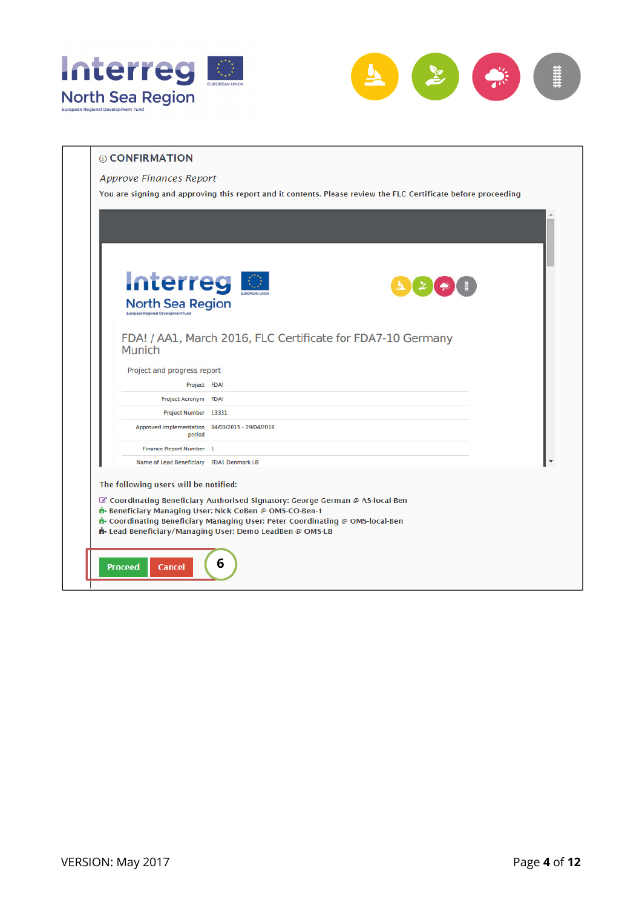ⓘ CONFIRMATION

*Approve Finances Report*

You are signing and approving this report and it contents. Please review the FLC Certificate before proceeding

Interreg North Sea Region

European Regional Development Fund

FDA! / AA1, March 2016, FLC Certificate for FDA7-10 Germany Munich

Project and progress report

| | |
|---|---|
| Project | FDA! |
| Project Acronym | FDA! |
| Project Number | 13331 |
| Approved implementation period | 04/03/2015 - 29/04/2018 |
| Finance Report Number | 1 |
| Name of Lead Beneficiary | FDA1 Denmark LB |

The following users will be notified:

- Coordinating Beneficiary Authorised Signatory: George German @ AS-local-Ben
- Beneficiary Managing User: Nick CoBen @ OMS-CO-Ben-1
- Coordinating Beneficiary Managing User: Peter Coordinating @ OMS-local-Ben
- Lead Beneficiary/Managing User: Demo LeadBen @ OMS-LB

Proceed Cancel

6

VERSION: May 2017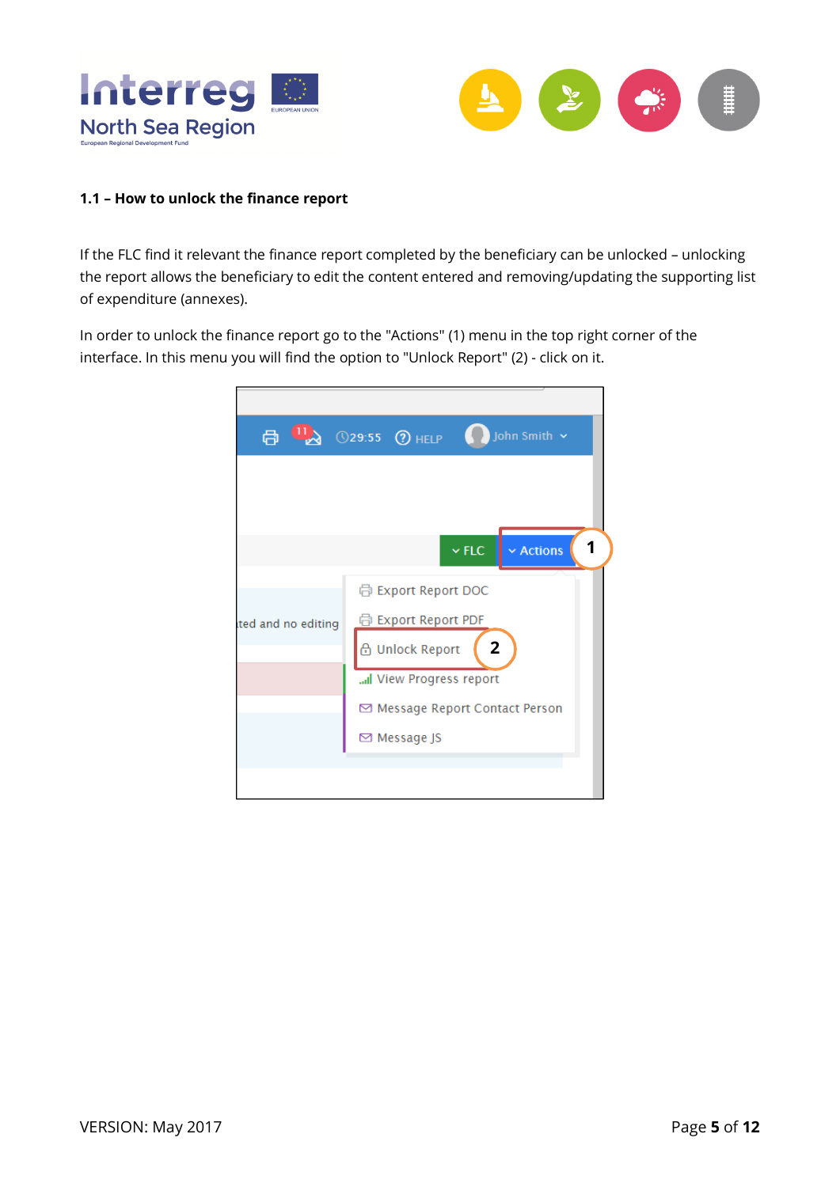### 1.1 – How to unlock the finance report

If the FLC find it relevant the finance report completed by the beneficiary can be unlocked – unlocking the report allows the beneficiary to edit the content entered and removing/updating the supporting list of expenditure (annexes).

In order to unlock the finance report go to the "Actions" (1) menu in the top right corner of the interface. In this menu you will find the option to "Unlock Report" (2) - click on it.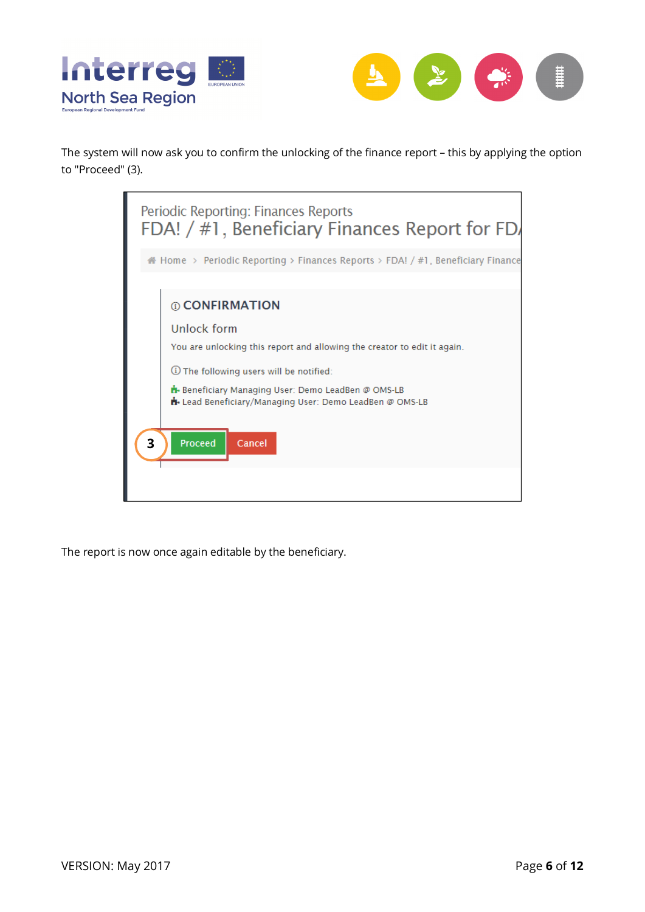The system will now ask you to confirm the unlocking of the finance report – this by applying the option to "Proceed" (3).

The report is now once again editable by the beneficiary.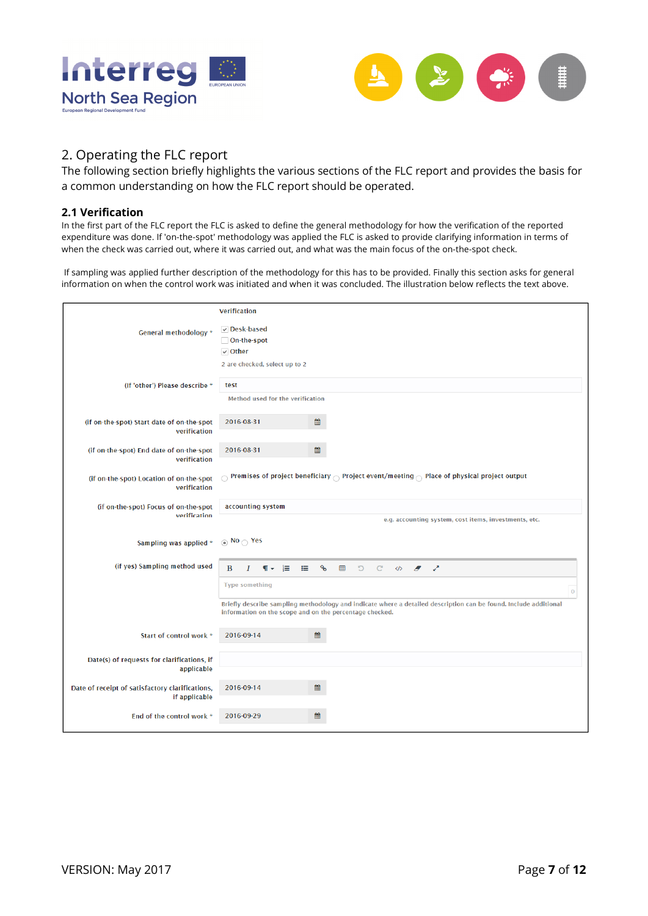## 2. Operating the FLC report

The following section briefly highlights the various sections of the FLC report and provides the basis for a common understanding on how the FLC report should be operated.

### 2.1 Verification

In the first part of the FLC report the FLC is asked to define the general methodology for how the verification of the reported expenditure was done. If 'on-the-spot' methodology was applied the FLC is asked to provide clarifying information in terms of when the check was carried out, where it was carried out, and what was the main focus of the on-the-spot check.

If sampling was applied further description of the methodology for this has to be provided. Finally this section asks for general information on when the control work was initiated and when it was concluded. The illustration below reflects the text above.

| | Verification |
|---|---|
| General methodology * | ☑ Desk-based<br>☐ On-the-spot<br>☑ Other<br>2 are checked, select up to 2 |
| (if 'other') Please describe * | test<br>Method used for the verification |
| (if on-the-spot) Start date of on-the-spot verification | 2016-08-31 |
| (if on-the-spot) End date of on-the-spot verification | 2016-08-31 |
| (if on-the-spot) Location of on-the-spot verification | ○ Premises of project beneficiary ○ Project event/meeting ○ Place of physical project output |
| (if on-the-spot) Focus of on-the-spot verification | accounting system<br>e.g. accounting system, cost items, investments, etc. |
| Sampling was applied * | ◉ No ○ Yes |
| (if yes) Sampling method used | Type something<br>Briefly describe sampling methodology and indicate where a detailed description can be found. Include additional information on the scope and on the percentage checked. |
| Start of control work * | 2016-09-14 |
| Date(s) of requests for clarifications, if applicable | |
| Date of receipt of satisfactory clarifications, if applicable | 2016-09-14 |
| End of the control work * | 2016-09-29 |

VERSION: May 2017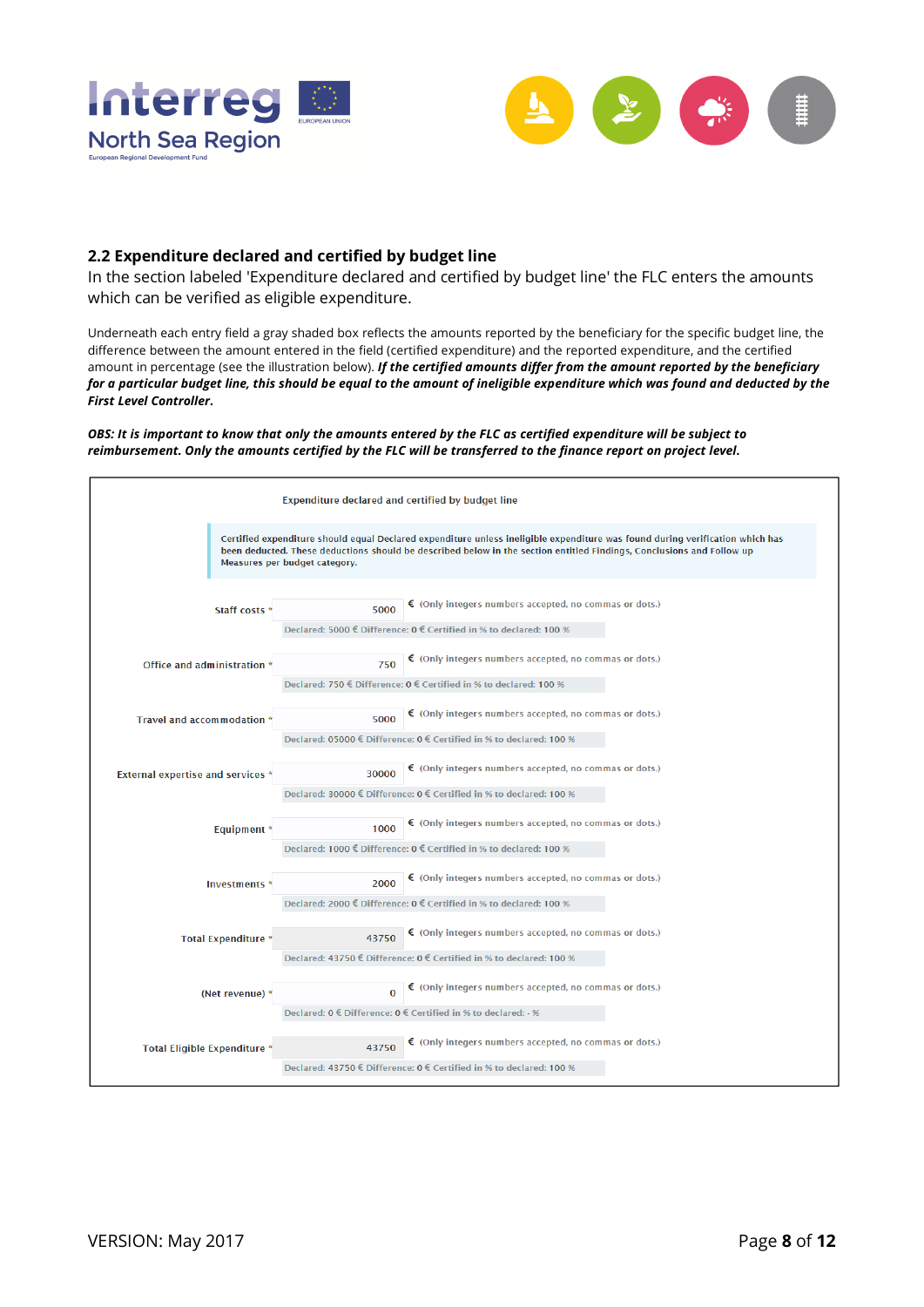## 2.2 Expenditure declared and certified by budget line

In the section labeled 'Expenditure declared and certified by budget line' the FLC enters the amounts which can be verified as eligible expenditure.

Underneath each entry field a gray shaded box reflects the amounts reported by the beneficiary for the specific budget line, the difference between the amount entered in the field (certified expenditure) and the reported expenditure, and the certified amount in percentage (see the illustration below). ***If the certified amounts differ from the amount reported by the beneficiary for a particular budget line, this should be equal to the amount of ineligible expenditure which was found and deducted by the First Level Controller.***

***OBS: It is important to know that only the amounts entered by the FLC as certified expenditure will be subject to reimbursement. Only the amounts certified by the FLC will be transferred to the finance report on project level.***

Expenditure declared and certified by budget line

Certified expenditure should equal Declared expenditure unless ineligible expenditure was found during verification which has been deducted. These deductions should be described below in the section entitled Findings, Conclusions and Follow up Measures per budget category.

| Budget line | Amount (€) | Details |
|---|---|---|
| Staff costs * | 5000 | Declared: 5000 € Difference: 0 € Certified in % to declared: 100 % |
| Office and administration * | 750 | Declared: 750 € Difference: 0 € Certified in % to declared: 100 % |
| Travel and accommodation * | 5000 | Declared: 05000 € Difference: 0 € Certified in % to declared: 100 % |
| External expertise and services * | 30000 | Declared: 30000 € Difference: 0 € Certified in % to declared: 100 % |
| Equipment * | 1000 | Declared: 1000 € Difference: 0 € Certified in % to declared: 100 % |
| Investments * | 2000 | Declared: 2000 € Difference: 0 € Certified in % to declared: 100 % |
| Total Expenditure * | 43750 | Declared: 43750 € Difference: 0 € Certified in % to declared: 100 % |
| (Net revenue) * | 0 | Declared: 0 € Difference: 0 € Certified in % to declared: - % |
| Total Eligible Expenditure * | 43750 | Declared: 43750 € Difference: 0 € Certified in % to declared: 100 % |

(Each field: € (Only integers numbers accepted, no commas or dots.))

VERSION: May 2017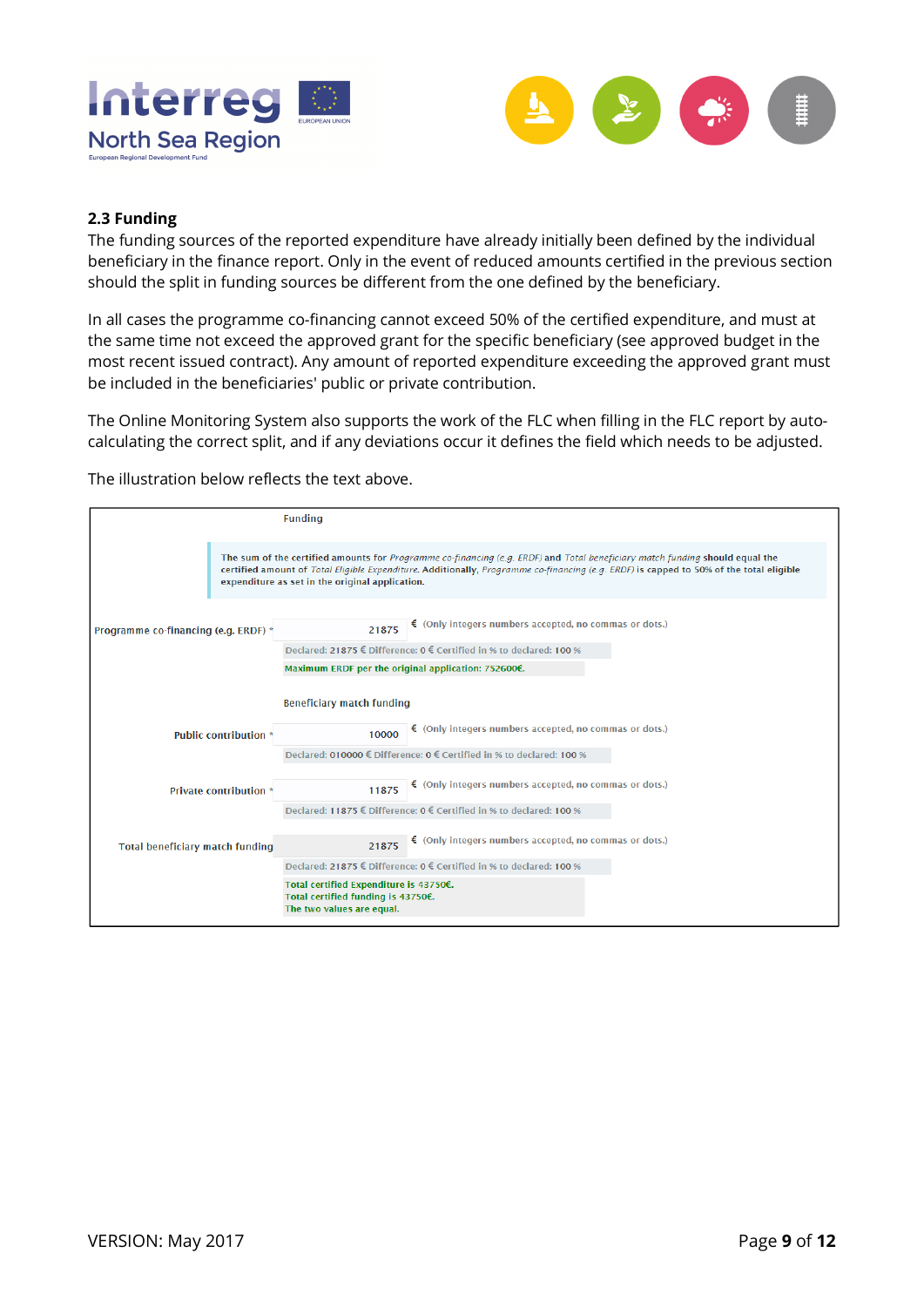## 2.3 Funding

The funding sources of the reported expenditure have already initially been defined by the individual beneficiary in the finance report. Only in the event of reduced amounts certified in the previous section should the split in funding sources be different from the one defined by the beneficiary.

In all cases the programme co-financing cannot exceed 50% of the certified expenditure, and must at the same time not exceed the approved grant for the specific beneficiary (see approved budget in the most recent issued contract). Any amount of reported expenditure exceeding the approved grant must be included in the beneficiaries' public or private contribution.

The Online Monitoring System also supports the work of the FLC when filling in the FLC report by auto-calculating the correct split, and if any deviations occur it defines the field which needs to be adjusted.

The illustration below reflects the text above.

Funding

The sum of the certified amounts for *Programme co-financing (e.g. ERDF)* and *Total beneficiary match funding* should equal the certified amount of *Total Eligible Expenditure*. Additionally, *Programme co-financing (e.g. ERDF)* is capped to 50% of the total eligible expenditure as set in the original application.

Programme co-financing (e.g. ERDF) * 21875 € (Only integers numbers accepted, no commas or dots.)
Declared: 21875 € Difference: 0 € Certified in % to declared: 100 %
Maximum ERDF per the original application: 752600€.

Beneficiary match funding

Public contribution * 10000 € (Only integers numbers accepted, no commas or dots.)
Declared: 010000 € Difference: 0 € Certified in % to declared: 100 %

Private contribution * 11875 € (Only integers numbers accepted, no commas or dots.)
Declared: 11875 € Difference: 0 € Certified in % to declared: 100 %

Total beneficiary match funding 21875 € (Only integers numbers accepted, no commas or dots.)
Declared: 21875 € Difference: 0 € Certified in % to declared: 100 %
Total certified Expenditure is 43750€.
Total certified funding is 43750€.
The two values are equal.

VERSION: May 2017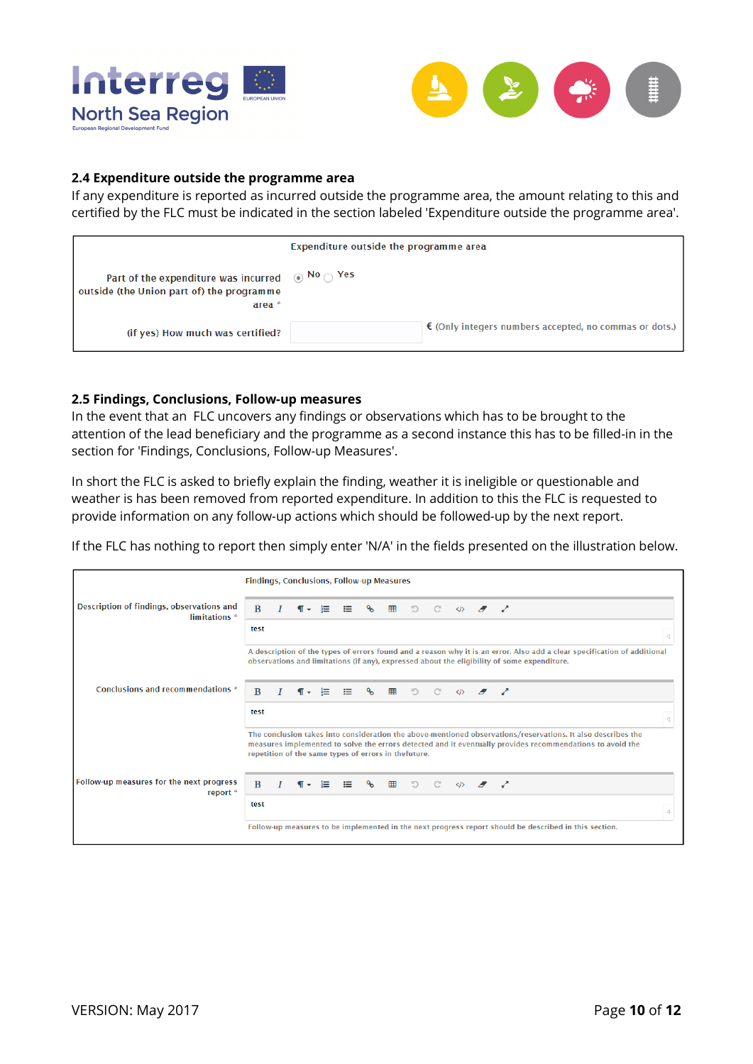## 2.4 Expenditure outside the programme area

If any expenditure is reported as incurred outside the programme area, the amount relating to this and certified by the FLC must be indicated in the section labeled 'Expenditure outside the programme area'.

| Expenditure outside the programme area | |
|---|---|
| Part of the expenditure was incurred outside (the Union part of) the programme area * | ◉ No ○ Yes |
| (if yes) How much was certified? | € (Only integers numbers accepted, no commas or dots.) |

## 2.5 Findings, Conclusions, Follow-up measures

In the event that an FLC uncovers any findings or observations which has to be brought to the attention of the lead beneficiary and the programme as a second instance this has to be filled-in in the section for 'Findings, Conclusions, Follow-up Measures'.

In short the FLC is asked to briefly explain the finding, weather it is ineligible or questionable and weather is has been removed from reported expenditure. In addition to this the FLC is requested to provide information on any follow-up actions which should be followed-up by the next report.

If the FLC has nothing to report then simply enter 'N/A' in the fields presented on the illustration below.

| Findings, Conclusions, Follow-up Measures | |
|---|---|
| Description of findings, observations and limitations * | test<br>A description of the types of errors found and a reason why it is an error. Also add a clear specification of additional observations and limitations (if any), expressed about the eligibility of some expenditure. |
| Conclusions and recommendations * | test<br>The conclusion takes into consideration the above-mentioned observations/reservations. It also describes the measures implemented to solve the errors detected and it eventually provides recommendations to avoid the repetition of the same types of errors in thefuture. |
| Follow-up measures for the next progress report * | test<br>Follow-up measures to be implemented in the next progress report should be described in this section. |

VERSION: May 2017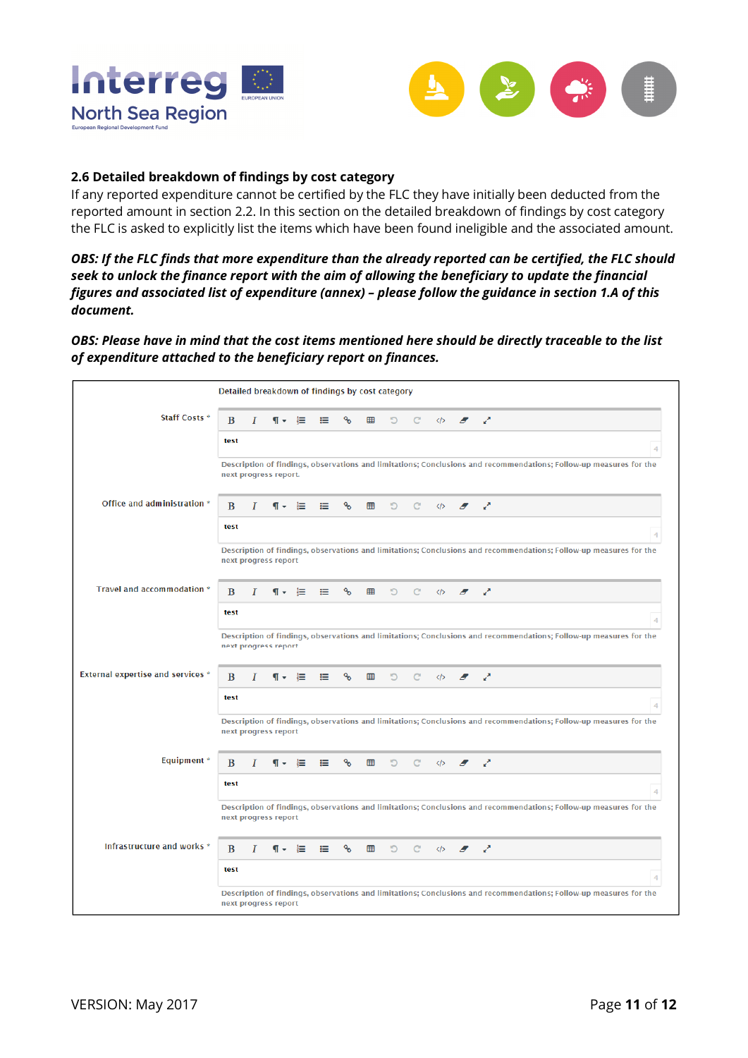## 2.6 Detailed breakdown of findings by cost category

If any reported expenditure cannot be certified by the FLC they have initially been deducted from the reported amount in section 2.2. In this section on the detailed breakdown of findings by cost category the FLC is asked to explicitly list the items which have been found ineligible and the associated amount.

***OBS: If the FLC finds that more expenditure than the already reported can be certified, the FLC should seek to unlock the finance report with the aim of allowing the beneficiary to update the financial figures and associated list of expenditure (annex) – please follow the guidance in section 1.A of this document.***

***OBS: Please have in mind that the cost items mentioned here should be directly traceable to the list of expenditure attached to the beneficiary report on finances.***

| | Detailed breakdown of findings by cost category |
|---|---|
| Staff Costs * | test<br>Description of findings, observations and limitations; Conclusions and recommendations; Follow-up measures for the next progress report. |
| Office and administration * | test<br>Description of findings, observations and limitations; Conclusions and recommendations; Follow-up measures for the next progress report |
| Travel and accommodation * | test<br>Description of findings, observations and limitations; Conclusions and recommendations; Follow-up measures for the next progress report |
| External expertise and services * | test<br>Description of findings, observations and limitations; Conclusions and recommendations; Follow-up measures for the next progress report |
| Equipment * | test<br>Description of findings, observations and limitations; Conclusions and recommendations; Follow-up measures for the next progress report |
| Infrastructure and works * | test<br>Description of findings, observations and limitations; Conclusions and recommendations; Follow-up measures for the next progress report |

VERSION: May 2017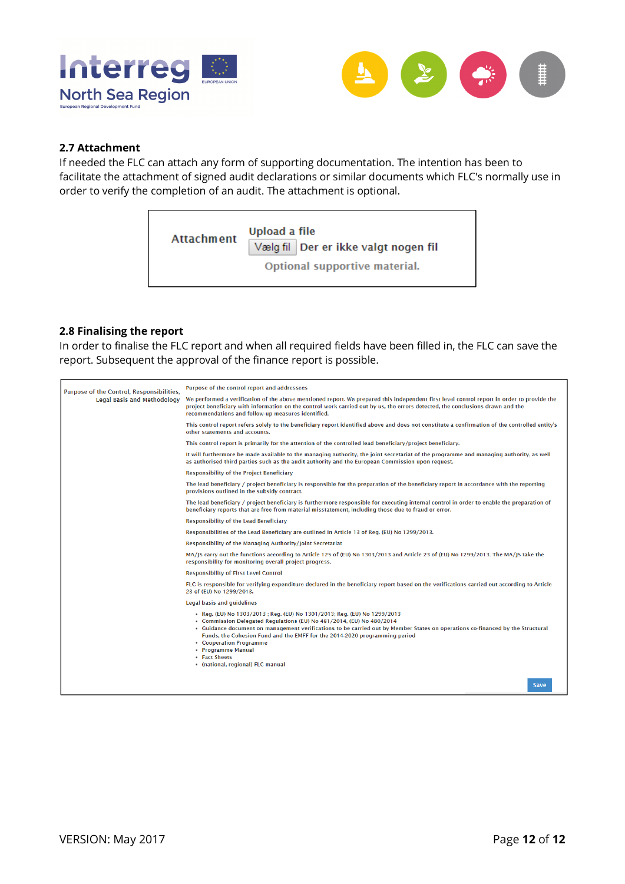### 2.7 Attachment

If needed the FLC can attach any form of supporting documentation. The intention has been to facilitate the attachment of signed audit declarations or similar documents which FLC's normally use in order to verify the completion of an audit. The attachment is optional.

| | |
|---|---|
| Attachment | Upload a file<br>Vælg fil Der er ikke valgt nogen fil<br>Optional supportive material. |

### 2.8 Finalising the report

In order to finalise the FLC report and when all required fields have been filled in, the FLC can save the report. Subsequent the approval of the finance report is possible.

| | |
|---|---|
| Purpose of the Control, Responsibilities, Legal Basis and Methodology | Purpose of the control report and addresses<br><br>We performed a verification of the above mentioned report. We prepared this independent first level control report in order to provide the project beneficiary with information on the control work carried out by us, the errors detected, the conclusions drawn and the recommendations and follow-up measures identified.<br><br>This control report refers solely to the beneficiary report identified above and does not constitute a confirmation of the controlled entity's other statements and accounts.<br><br>This control report is primarily for the attention of the controlled lead beneficiary/project beneficiary.<br><br>It will furthermore be made available to the managing authority, the joint secretariat of the programme and managing authority, as well as authorised third parties such as the audit authority and the European Commission upon request.<br><br>Responsibility of the Project Beneficiary<br><br>The lead beneficiary / project beneficiary is responsible for the preparation of the beneficiary report in accordance with the reporting provisions outlined in the subsidy contract.<br><br>The lead beneficiary / project beneficiary is furthermore responsible for executing internal control in order to enable the preparation of beneficiary reports that are free from material misstatement, including those due to fraud or error.<br><br>Responsibility of the Lead Beneficiary<br><br>Responsibilities of the Lead Beneficiary are outlined in Article 13 of Reg. (EU) No 1299/2013.<br><br>Responsibility of the Managing Authority/Joint Secretariat<br><br>MA/JS carry out the functions according to Article 125 of (EU) No 1303/2013 and Article 23 of (EU) No 1299/2013. The MA/JS take the responsibility for monitoring overall project progress.<br><br>Responsibility of First Level Control<br><br>FLC is responsible for verifying expenditure declared in the beneficiary report based on the verifications carried out according to Article 23 of (EU) No 1299/2013.<br><br>Legal basis and guidelines<br><br>• Reg. (EU) No 1303/2013 ; Reg. (EU) No 1301/2013; Reg. (EU) No 1299/2013<br>• Commission Delegated Regulations (EU) No 481/2014, (EU) No 480/2014<br>• Guidance document on management verifications to be carried out by Member States on operations co-financed by the Structural Funds, the Cohesion Fund and the EMFF for the 2014-2020 programming period<br>• Cooperation Programme<br>• Programme Manual<br>• Fact Sheets<br>• (national, regional) FLC manual<br><br>Save |

VERSION: May 2017